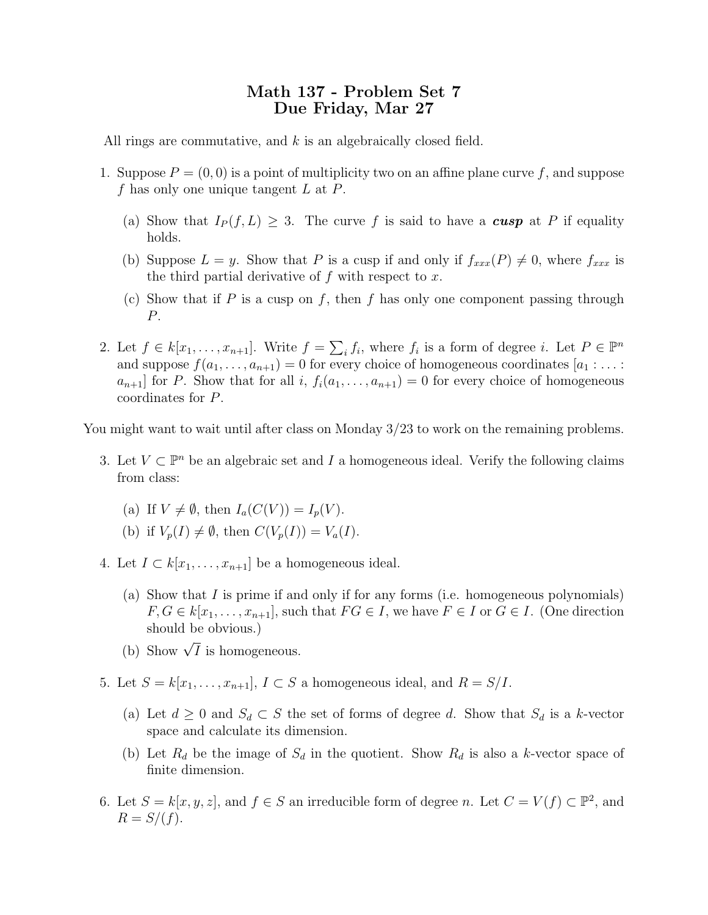# Math 137 - Problem Set 7
# Due Friday, Mar 27

All rings are commutative, and $k$ is an algebraically closed field.

1. Suppose $P = (0, 0)$ is a point of multiplicity two on an affine plane curve $f$, and suppose $f$ has only one unique tangent $L$ at $P$.

   (a) Show that $I_P(f, L) \geq 3$. The curve $f$ is said to have a ***cusp*** at $P$ if equality holds.

   (b) Suppose $L = y$. Show that $P$ is a cusp if and only if $f_{xxx}(P) \neq 0$, where $f_{xxx}$ is the third partial derivative of $f$ with respect to $x$.

   (c) Show that if $P$ is a cusp on $f$, then $f$ has only one component passing through $P$.

2. Let $f \in k[x_1, \ldots, x_{n+1}]$. Write $f = \sum_i f_i$, where $f_i$ is a form of degree $i$. Let $P \in \mathbb{P}^n$ and suppose $f(a_1, \ldots, a_{n+1}) = 0$ for every choice of homogeneous coordinates $[a_1 : \ldots : a_{n+1}]$ for $P$. Show that for all $i$, $f_i(a_1, \ldots, a_{n+1}) = 0$ for every choice of homogeneous coordinates for $P$.

You might want to wait until after class on Monday 3/23 to work on the remaining problems.

3. Let $V \subset \mathbb{P}^n$ be an algebraic set and $I$ a homogeneous ideal. Verify the following claims from class:

   (a) If $V \neq \emptyset$, then $I_a(C(V)) = I_p(V)$.

   (b) if $V_p(I) \neq \emptyset$, then $C(V_p(I)) = V_a(I)$.

4. Let $I \subset k[x_1, \ldots, x_{n+1}]$ be a homogeneous ideal.

   (a) Show that $I$ is prime if and only if for any forms (i.e. homogeneous polynomials) $F, G \in k[x_1, \ldots, x_{n+1}]$, such that $FG \in I$, we have $F \in I$ or $G \in I$. (One direction should be obvious.)

   (b) Show $\sqrt{I}$ is homogeneous.

5. Let $S = k[x_1, \ldots, x_{n+1}]$, $I \subset S$ a homogeneous ideal, and $R = S/I$.

   (a) Let $d \geq 0$ and $S_d \subset S$ the set of forms of degree $d$. Show that $S_d$ is a $k$-vector space and calculate its dimension.

   (b) Let $R_d$ be the image of $S_d$ in the quotient. Show $R_d$ is also a $k$-vector space of finite dimension.

6. Let $S = k[x, y, z]$, and $f \in S$ an irreducible form of degree $n$. Let $C = V(f) \subset \mathbb{P}^2$, and $R = S/(f)$.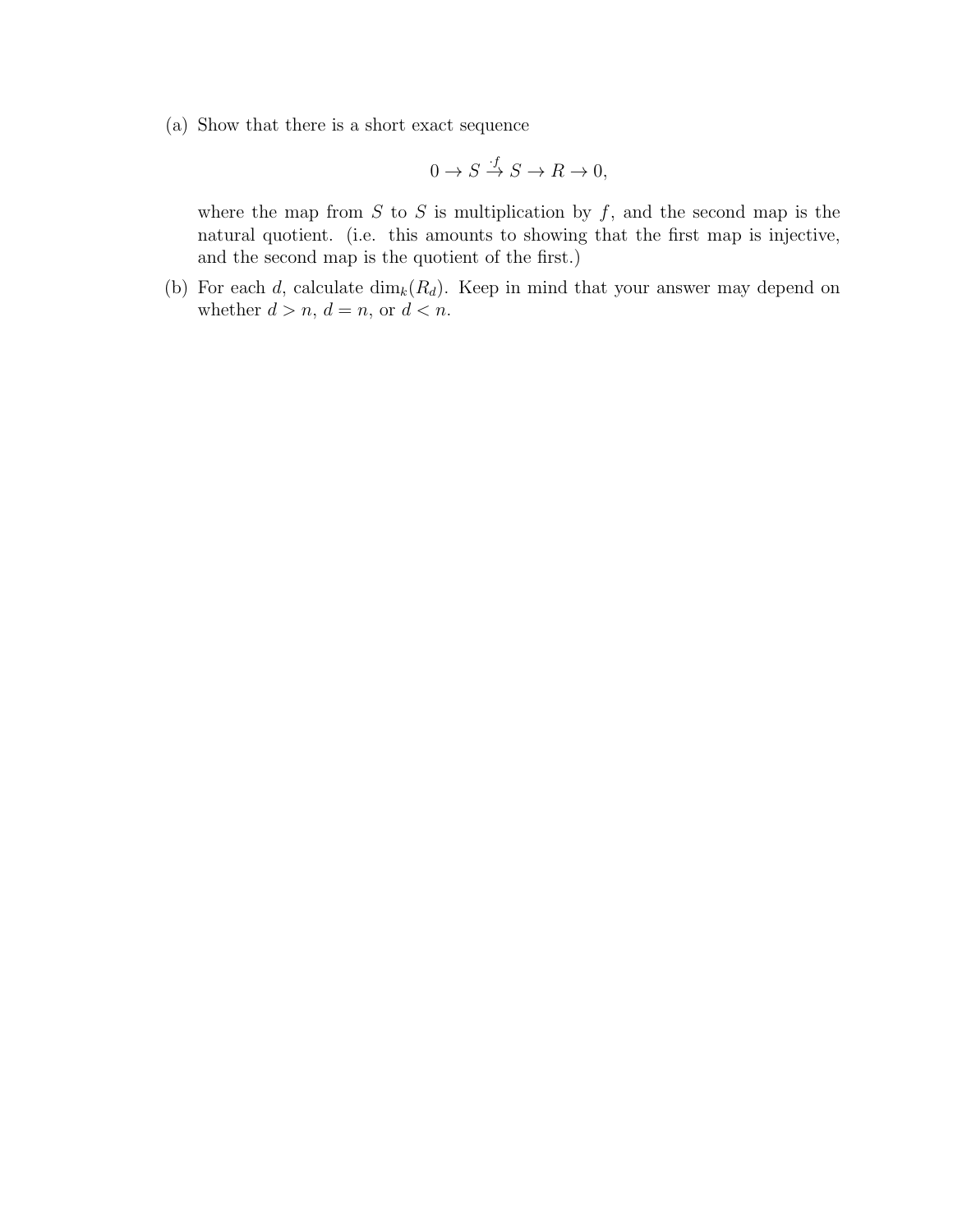(a) Show that there is a short exact sequence

$$0 \to S \xrightarrow{\cdot f} S \to R \to 0,$$

where the map from $S$ to $S$ is multiplication by $f$, and the second map is the natural quotient. (i.e. this amounts to showing that the first map is injective, and the second map is the quotient of the first.)

(b) For each $d$, calculate $\dim_k(R_d)$. Keep in mind that your answer may depend on whether $d > n$, $d = n$, or $d < n$.